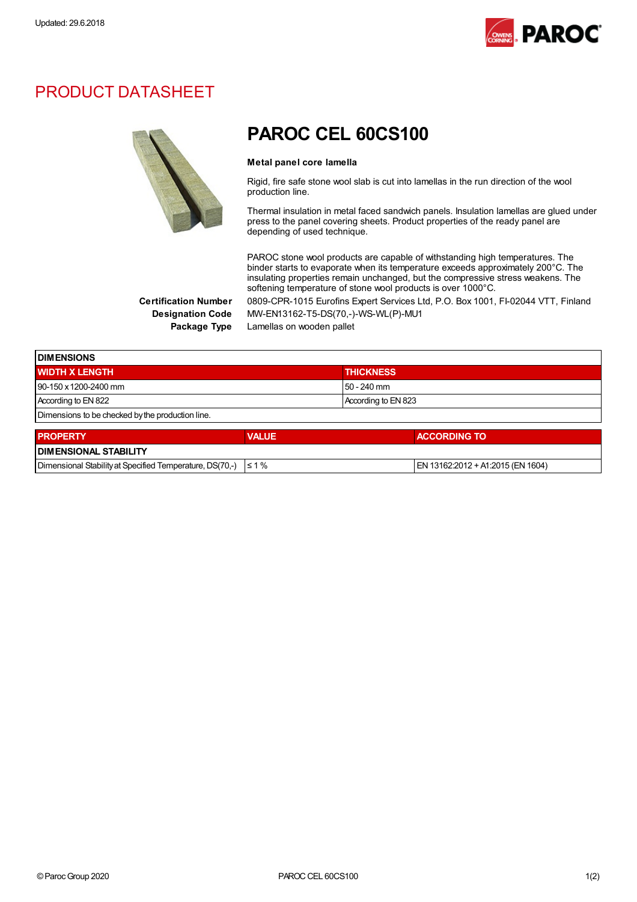Updated: 29.6.2018

# PRODUCT DATASHEET

## PAROC CEL 60CS100

**Metal panel core lamella**

Rigid, fire safe stone wool slab is cut into lamellas in the run direction of the wool production line.

Thermal insulation in metal faced sandwich panels. Insulation lamellas are glued under press to the panel covering sheets. Product properties of the ready panel are depending of used technique.

PAROC stone wool products are capable of withstanding high temperatures. The binder starts to evaporate when its temperature exceeds approximately 200°C. The insulating properties remain unchanged, but the compressive stress weakens. The softening temperature of stone wool products is over 1000°C.

**Certification Number** 0809-CPR-1015 Eurofins Expert Services Ltd, P.O. Box 1001, FI-02044 VTT, Finland
**Designation Code** MW-EN13162-T5-DS(70,-)-WS-WL(P)-MU1
**Package Type** Lamellas on wooden pallet

| DIMENSIONS | |
|---|---|
| **WIDTH X LENGTH** | **THICKNESS** |
| 90-150 x 1200-2400 mm | 50 - 240 mm |
| According to EN 822 | According to EN 823 |
| Dimensions to be checked by the production line. | |

| PROPERTY | VALUE | ACCORDING TO |
|---|---|---|
| **DIMENSIONAL STABILITY** | | |
| Dimensional Stability at Specified Temperature, DS(70,-) | ≤ 1 % | EN 13162:2012 + A1:2015 (EN 1604) |

© Paroc Group 2020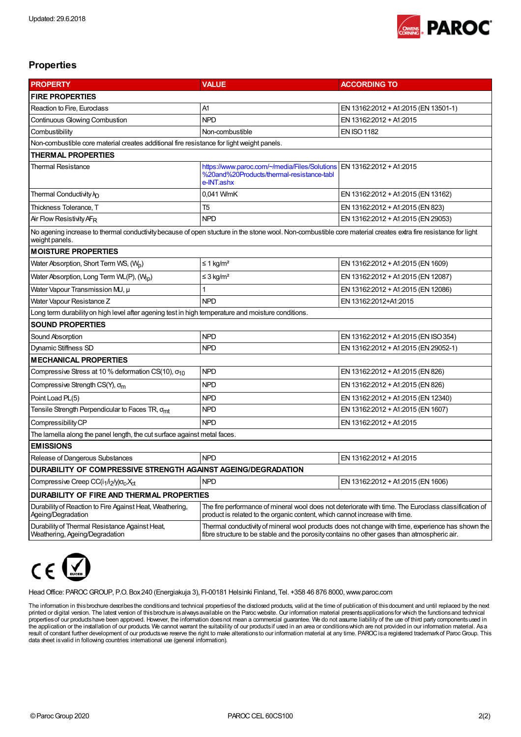Updated: 29.6.2018

## Properties

| PROPERTY | VALUE | ACCORDING TO |
|---|---|---|
| **FIRE PROPERTIES** | | |
| Reaction to Fire, Euroclass | A1 | EN 13162:2012 + A1:2015 (EN 13501-1) |
| Continuous Glowing Combustion | NPD | EN 13162:2012 + A1:2015 |
| Combustibility | Non-combustible | EN ISO 1182 |
| Non-combustible core material creates additional fire resistance for light weight panels. | | |
| **THERMAL PROPERTIES** | | |
| Thermal Resistance | https://www.paroc.com/~/media/Files/Solutions%20and%20Products/thermal-resistance-table-INT.ashx | EN 13162:2012 + A1:2015 |
| Thermal Conductivity $\lambda_D$ | 0,041 W/mK | EN 13162:2012 + A1:2015 (EN 13162) |
| Thickness Tolerance, T | T5 | EN 13162:2012 + A1:2015 (EN 823) |
| Air Flow Resistivity $AF_R$ | NPD | EN 13162:2012 + A1:2015 (EN 29053) |
| No agening increase to thermal conductivity because of open stucture in the stone wool. Non-combustible core material creates extra fire resistance for light weight panels. | | |
| **MOISTURE PROPERTIES** | | |
| Water Absorption, Short Term WS, ($W_p$) | ≤ 1 kg/m² | EN 13162:2012 + A1:2015 (EN 1609) |
| Water Absorption, Long Term WL(P), ($W_{lp}$) | ≤ 3 kg/m² | EN 13162:2012 + A1:2015 (EN 12087) |
| Water Vapour Transmission MU, μ | 1 | EN 13162:2012 + A1:2015 (EN 12086) |
| Water Vapour Resistance Z | NPD | EN 13162:2012+A1:2015 |
| Long term durability on high level after ageing test in high temperature and moisture conditions. | | |
| **SOUND PROPERTIES** | | |
| Sound Absorption | NPD | EN 13162:2012 + A1:2015 (EN ISO 354) |
| Dynamic Stiffness SD | NPD | EN 13162:2012 + A1:2015 (EN 29052-1) |
| **MECHANICAL PROPERTIES** | | |
| Compressive Stress at 10 % deformation CS(10), $\sigma_{10}$ | NPD | EN 13162:2012 + A1:2015 (EN 826) |
| Compressive Strength CS(Y), $\sigma_m$ | NPD | EN 13162:2012 + A1:2015 (EN 826) |
| Point Load PL(5) | NPD | EN 13162:2012 + A1:2015 (EN 12340) |
| Tensile Strength Perpendicular to Faces TR, $\sigma_{mt}$ | NPD | EN 13162:2012 + A1:2015 (EN 1607) |
| Compressibility CP | NPD | EN 13162:2012 + A1:2015 |
| The lamella along the panel length, the cut surface against metal faces. | | |
| **EMISSIONS** | | |
| Release of Dangerous Substances | NPD | EN 13162:2012 + A1:2015 |
| **DURABILITY OF COMPRESSIVE STRENGTH AGAINST AGEING/DEGRADATION** | | |
| Compressive Creep $CC(i_1/i_2/y)\sigma_c X_{ct}$ | NPD | EN 13162:2012 + A1:2015 (EN 1606) |
| **DURABILITY OF FIRE AND THERMAL PROPERTIES** | | |
| Durability of Reaction to Fire Against Heat, Weathering, Ageing/Degradation | The fire performance of mineral wool does not deteriorate with time. The Euroclass classification of product is related to the organic content, which cannot increase with time. | |
| Durability of Thermal Resistance Against Heat, Weathering, Ageing/Degradation | Thermal conductivity of mineral wool products does not change with time, experience has shown the fibre structure to be stable and the porosity contains no other gases than atmospheric air. | |

Head Office: PAROC GROUP, P.O. Box 240 (Energiakuja 3), FI-00181 Helsinki Finland, Tel. +358 46 876 8000, www.paroc.com

The information in this brochure describes the conditions and technical properties of the disclosed products, valid at the time of publication of this document and until replaced by the next printed or digital version. The latest version of this brochure is always available on the Paroc website. Our information material presents applications for which the functions and technical properties of our products have been approved. However, the information does not mean a commercial guarantee. We do not assume liability of the use of third party components used in the application or the installation of our products. We cannot warrant the suitability of our products if used in an area or conditions which are not provided in our information material. As a result of constant further development of our products we reserve the right to make alterations to our information material at any time. PAROC is a registered trademark of Paroc Group. This data sheet is valid in following countries: international use (general information).

© Paroc Group 2020

PAROC CEL 60CS100